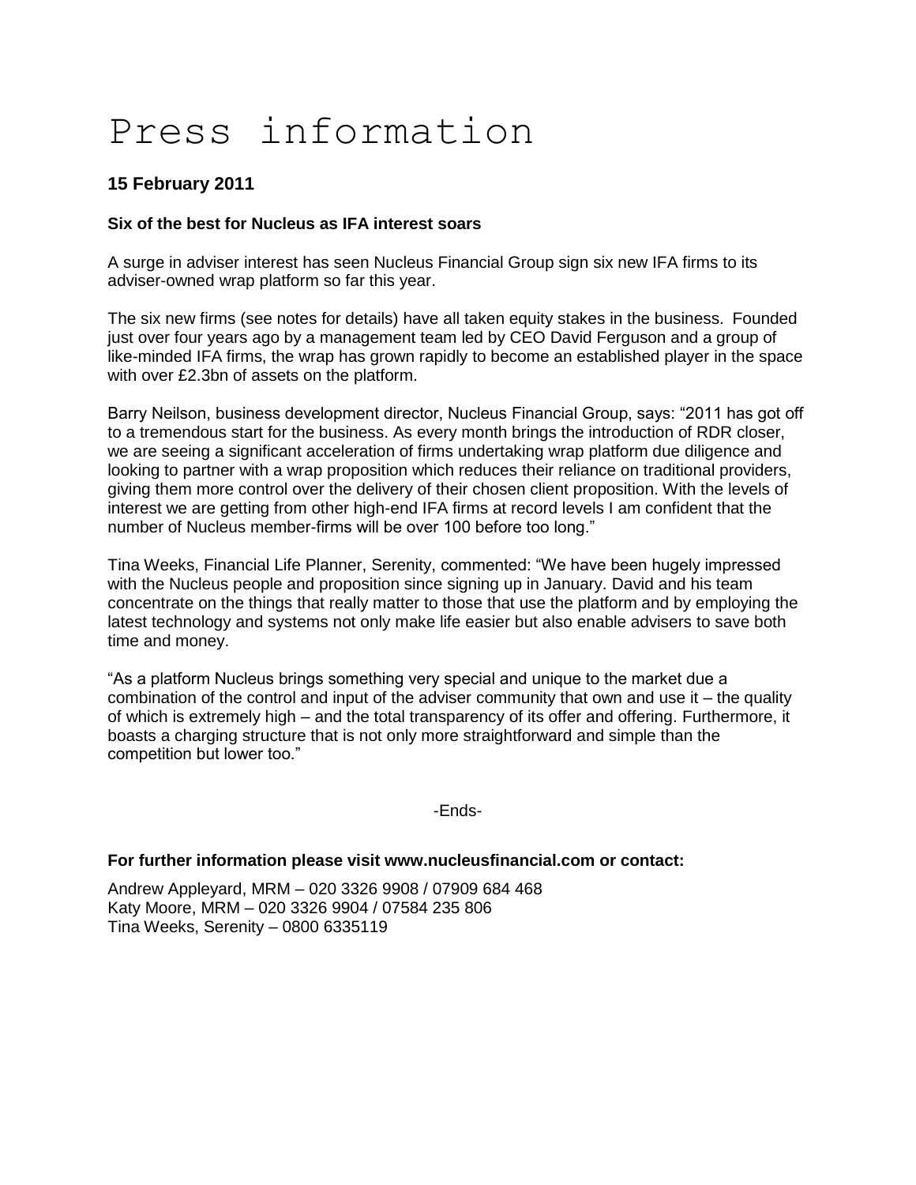# Press information

**15 February 2011**

**Six of the best for Nucleus as IFA interest soars**

A surge in adviser interest has seen Nucleus Financial Group sign six new IFA firms to its adviser-owned wrap platform so far this year.

The six new firms (see notes for details) have all taken equity stakes in the business. Founded just over four years ago by a management team led by CEO David Ferguson and a group of like-minded IFA firms, the wrap has grown rapidly to become an established player in the space with over £2.3bn of assets on the platform.

Barry Neilson, business development director, Nucleus Financial Group, says: "2011 has got off to a tremendous start for the business. As every month brings the introduction of RDR closer, we are seeing a significant acceleration of firms undertaking wrap platform due diligence and looking to partner with a wrap proposition which reduces their reliance on traditional providers, giving them more control over the delivery of their chosen client proposition. With the levels of interest we are getting from other high-end IFA firms at record levels I am confident that the number of Nucleus member-firms will be over 100 before too long."

Tina Weeks, Financial Life Planner, Serenity, commented: "We have been hugely impressed with the Nucleus people and proposition since signing up in January. David and his team concentrate on the things that really matter to those that use the platform and by employing the latest technology and systems not only make life easier but also enable advisers to save both time and money.

"As a platform Nucleus brings something very special and unique to the market due a combination of the control and input of the adviser community that own and use it – the quality of which is extremely high – and the total transparency of its offer and offering. Furthermore, it boasts a charging structure that is not only more straightforward and simple than the competition but lower too."

-Ends-

**For further information please visit www.nucleusfinancial.com or contact:**

Andrew Appleyard, MRM – 020 3326 9908 / 07909 684 468
Katy Moore, MRM – 020 3326 9904 / 07584 235 806
Tina Weeks, Serenity – 0800 6335119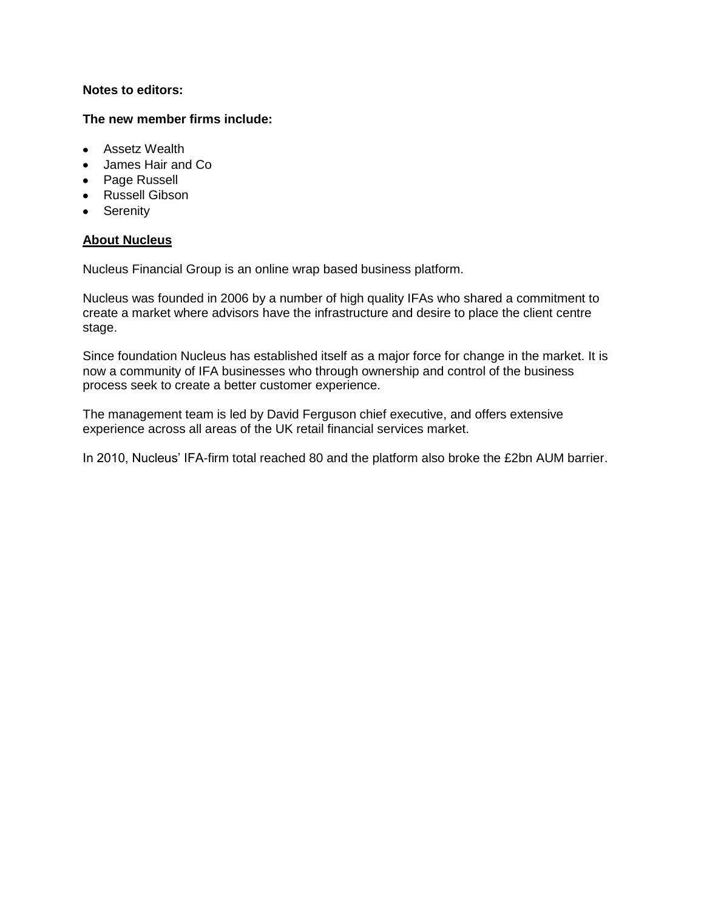**Notes to editors:**

**The new member firms include:**

- Assetz Wealth
- James Hair and Co
- Page Russell
- Russell Gibson
- Serenity

**About Nucleus**

Nucleus Financial Group is an online wrap based business platform.

Nucleus was founded in 2006 by a number of high quality IFAs who shared a commitment to create a market where advisors have the infrastructure and desire to place the client centre stage.

Since foundation Nucleus has established itself as a major force for change in the market. It is now a community of IFA businesses who through ownership and control of the business process seek to create a better customer experience.

The management team is led by David Ferguson chief executive, and offers extensive experience across all areas of the UK retail financial services market.

In 2010, Nucleus' IFA-firm total reached 80 and the platform also broke the £2bn AUM barrier.